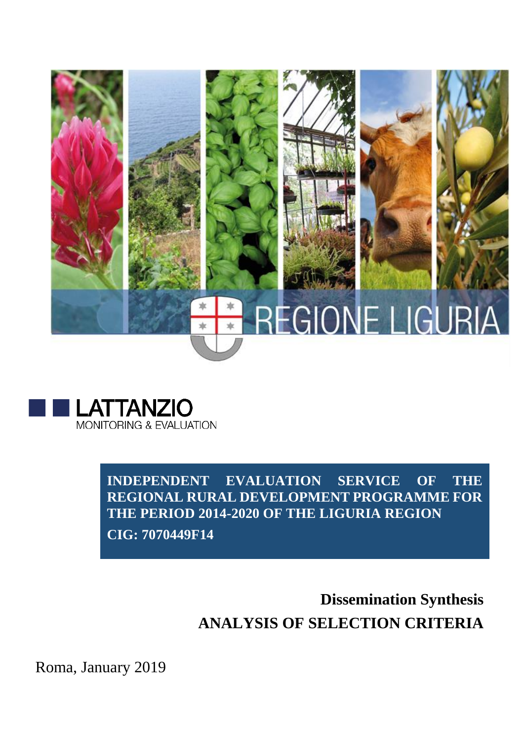REGIONE LIGURIA

LATTANZIO
MONITORING & EVALUATION

**INDEPENDENT EVALUATION SERVICE OF THE REGIONAL RURAL DEVELOPMENT PROGRAMME FOR THE PERIOD 2014-2020 OF THE LIGURIA REGION**

**CIG: 7070449F14**

**Dissemination Synthesis**

# ANALYSIS OF SELECTION CRITERIA

Roma, January 2019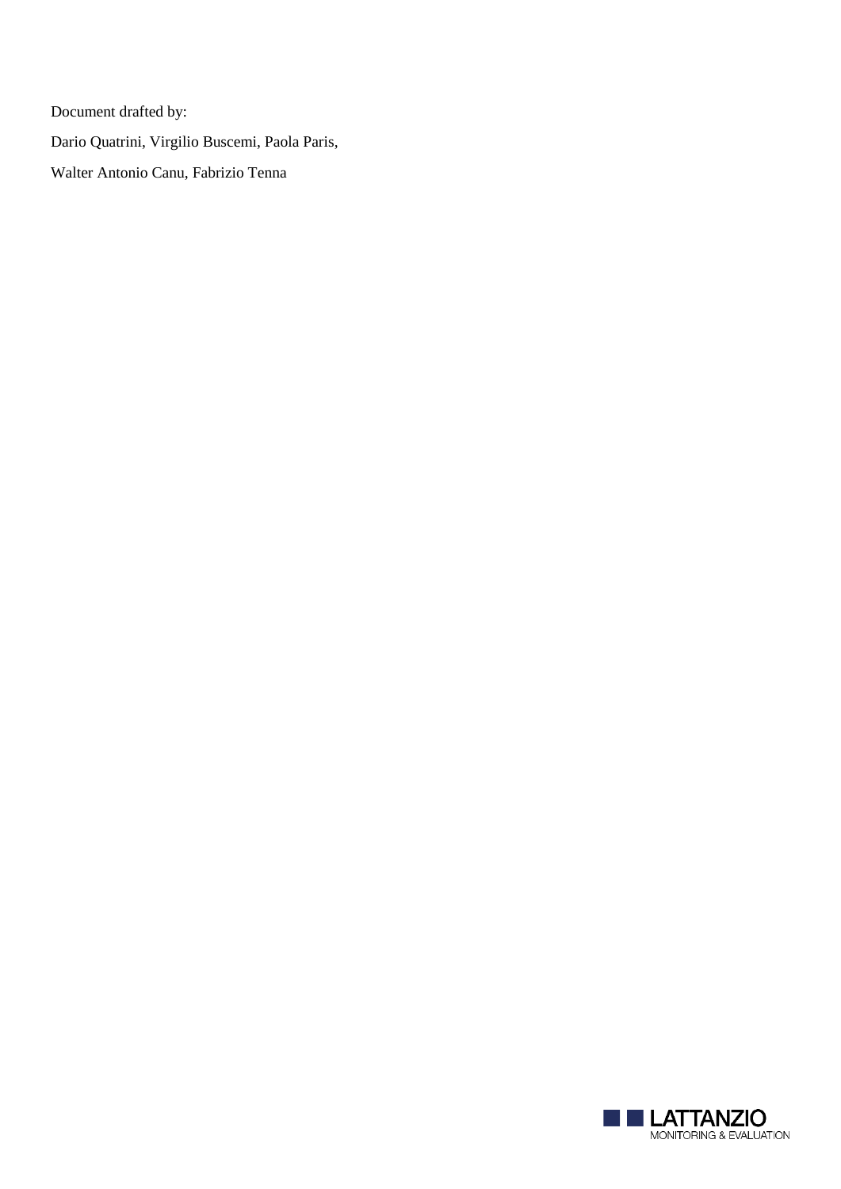Document drafted by:

Dario Quatrini, Virgilio Buscemi, Paola Paris,

Walter Antonio Canu, Fabrizio Tenna

LATTANZIO
MONITORING & EVALUATION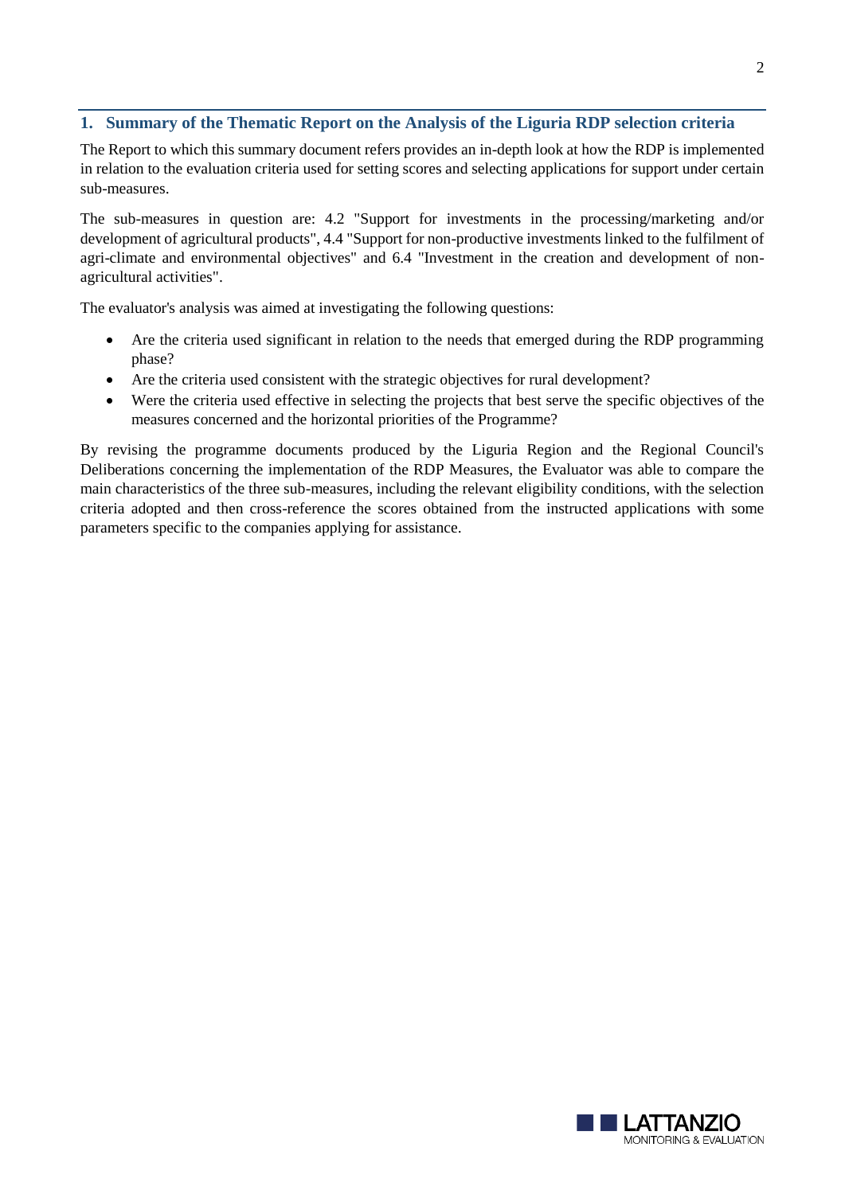## 1. Summary of the Thematic Report on the Analysis of the Liguria RDP selection criteria

The Report to which this summary document refers provides an in-depth look at how the RDP is implemented in relation to the evaluation criteria used for setting scores and selecting applications for support under certain sub-measures.

The sub-measures in question are: 4.2 "Support for investments in the processing/marketing and/or development of agricultural products", 4.4 "Support for non-productive investments linked to the fulfilment of agri-climate and environmental objectives" and 6.4 "Investment in the creation and development of non-agricultural activities".

The evaluator's analysis was aimed at investigating the following questions:

- Are the criteria used significant in relation to the needs that emerged during the RDP programming phase?
- Are the criteria used consistent with the strategic objectives for rural development?
- Were the criteria used effective in selecting the projects that best serve the specific objectives of the measures concerned and the horizontal priorities of the Programme?

By revising the programme documents produced by the Liguria Region and the Regional Council's Deliberations concerning the implementation of the RDP Measures, the Evaluator was able to compare the main characteristics of the three sub-measures, including the relevant eligibility conditions, with the selection criteria adopted and then cross-reference the scores obtained from the instructed applications with some parameters specific to the companies applying for assistance.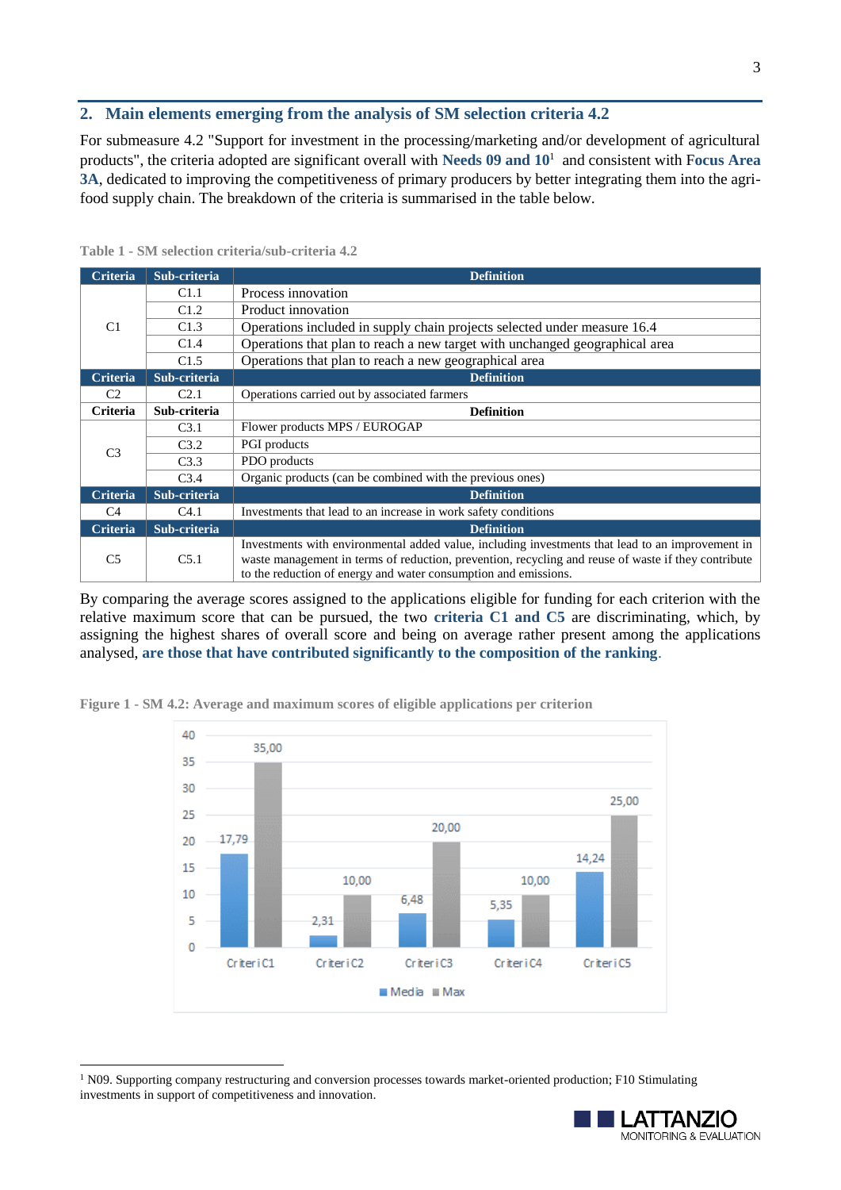## 2. Main elements emerging from the analysis of SM selection criteria 4.2

For submeasure 4.2 "Support for investment in the processing/marketing and/or development of agricultural products", the criteria adopted are significant overall with **Needs 09 and 10**[1] and consistent with **Focus Area 3A**, dedicated to improving the competitiveness of primary producers by better integrating them into the agri-food supply chain. The breakdown of the criteria is summarised in the table below.

**Table 1 - SM selection criteria/sub-criteria 4.2**

| Criteria | Sub-criteria | Definition |
|---|---|---|
| C1 | C1.1 | Process innovation |
| | C1.2 | Product innovation |
| | C1.3 | Operations included in supply chain projects selected under measure 16.4 |
| | C1.4 | Operations that plan to reach a new target with unchanged geographical area |
| | C1.5 | Operations that plan to reach a new geographical area |
| **Criteria** | **Sub-criteria** | **Definition** |
| C2 | C2.1 | Operations carried out by associated farmers |
| **Criteria** | **Sub-criteria** | **Definition** |
| C3 | C3.1 | Flower products MPS / EUROGAP |
| | C3.2 | PGI products |
| | C3.3 | PDO products |
| | C3.4 | Organic products (can be combined with the previous ones) |
| **Criteria** | **Sub-criteria** | **Definition** |
| C4 | C4.1 | Investments that lead to an increase in work safety conditions |
| **Criteria** | **Sub-criteria** | **Definition** |
| C5 | C5.1 | Investments with environmental added value, including investments that lead to an improvement in waste management in terms of reduction, prevention, recycling and reuse of waste if they contribute to the reduction of energy and water consumption and emissions. |

By comparing the average scores assigned to the applications eligible for funding for each criterion with the relative maximum score that can be pursued, the two **criteria C1 and C5** are discriminating, which, by assigning the highest shares of overall score and being on average rather present among the applications analysed, **are those that have contributed significantly to the composition of the ranking**.

**Figure 1 - SM 4.2: Average and maximum scores of eligible applications per criterion**

| | Criteri C1 | Criteri C2 | Criteri C3 | Criteri C4 | Criteri C5 |
|---|---|---|---|---|---|
| Media | 17,79 | 2,31 | 6,48 | 5,35 | 14,24 |
| Max | 35,00 | 10,00 | 20,00 | 10,00 | 25,00 |

[1] N09. Supporting company restructuring and conversion processes towards market-oriented production; F10 Stimulating investments in support of competitiveness and innovation.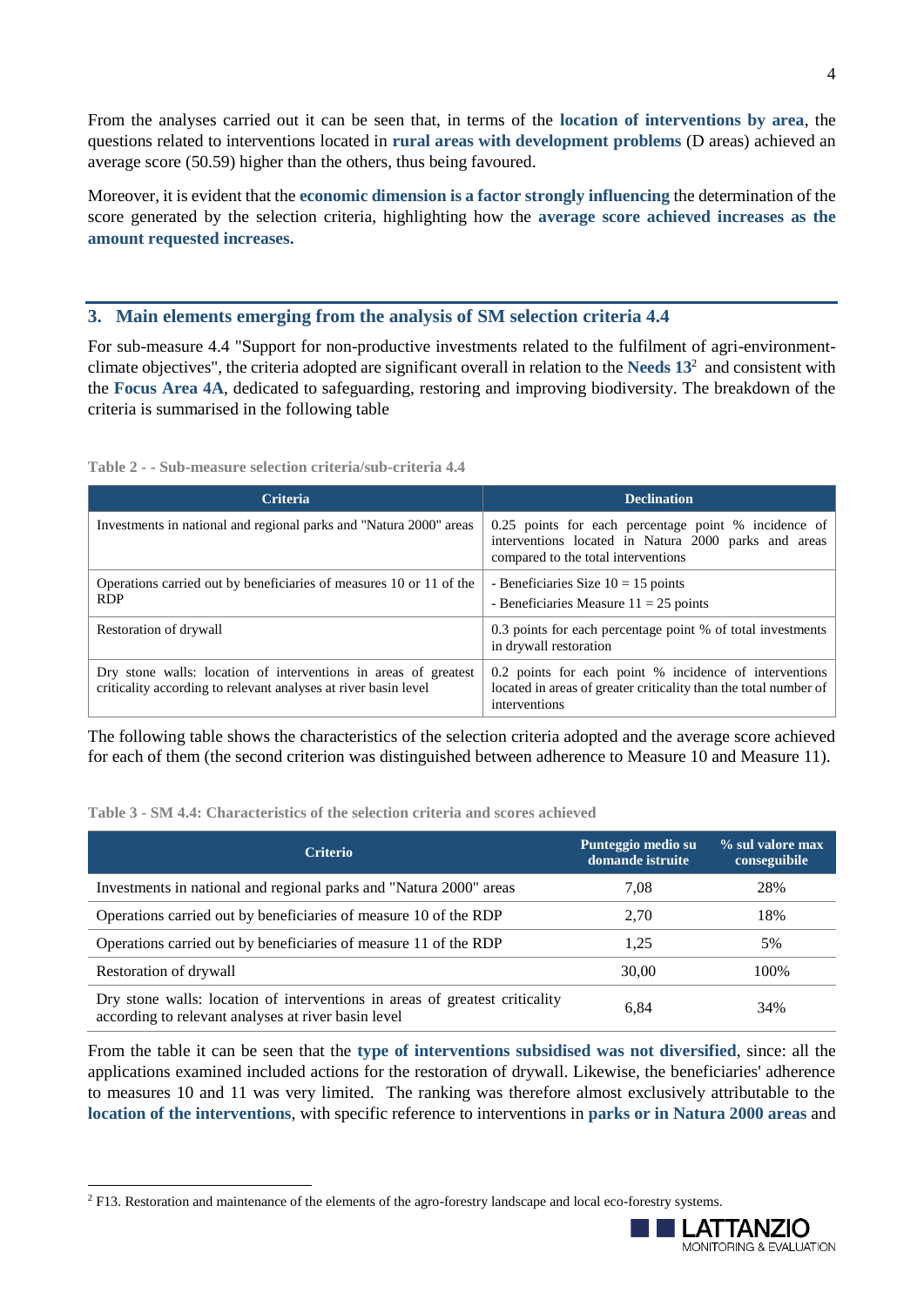From the analyses carried out it can be seen that, in terms of the **location of interventions by area**, the questions related to interventions located in **rural areas with development problems** (D areas) achieved an average score (50.59) higher than the others, thus being favoured.

Moreover, it is evident that the **economic dimension is a factor strongly influencing** the determination of the score generated by the selection criteria, highlighting how the **average score achieved increases as the amount requested increases.**

## 3. Main elements emerging from the analysis of SM selection criteria 4.4

For sub-measure 4.4 "Support for non-productive investments related to the fulfilment of agri-environment-climate objectives", the criteria adopted are significant overall in relation to the **Needs 13**[2] and consistent with the **Focus Area 4A**, dedicated to safeguarding, restoring and improving biodiversity. The breakdown of the criteria is summarised in the following table

**Table 2 - - Sub-measure selection criteria/sub-criteria 4.4**

| Criteria | Declination |
|---|---|
| Investments in national and regional parks and "Natura 2000" areas | 0.25 points for each percentage point % incidence of interventions located in Natura 2000 parks and areas compared to the total interventions |
| Operations carried out by beneficiaries of measures 10 or 11 of the RDP | - Beneficiaries Size 10 = 15 points<br>- Beneficiaries Measure 11 = 25 points |
| Restoration of drywall | 0.3 points for each percentage point % of total investments in drywall restoration |
| Dry stone walls: location of interventions in areas of greatest criticality according to relevant analyses at river basin level | 0.2 points for each point % incidence of interventions located in areas of greater criticality than the total number of interventions |

The following table shows the characteristics of the selection criteria adopted and the average score achieved for each of them (the second criterion was distinguished between adherence to Measure 10 and Measure 11).

**Table 3 - SM 4.4: Characteristics of the selection criteria and scores achieved**

| Criterio | Punteggio medio su domande istruite | % sul valore max conseguibile |
|---|---|---|
| Investments in national and regional parks and "Natura 2000" areas | 7,08 | 28% |
| Operations carried out by beneficiaries of measure 10 of the RDP | 2,70 | 18% |
| Operations carried out by beneficiaries of measure 11 of the RDP | 1,25 | 5% |
| Restoration of drywall | 30,00 | 100% |
| Dry stone walls: location of interventions in areas of greatest criticality according to relevant analyses at river basin level | 6,84 | 34% |

From the table it can be seen that the **type of interventions subsidised was not diversified**, since: all the applications examined included actions for the restoration of drywall. Likewise, the beneficiaries' adherence to measures 10 and 11 was very limited. The ranking was therefore almost exclusively attributable to the **location of the interventions**, with specific reference to interventions in **parks or in Natura 2000 areas** and

[2] F13. Restoration and maintenance of the elements of the agro-forestry landscape and local eco-forestry systems.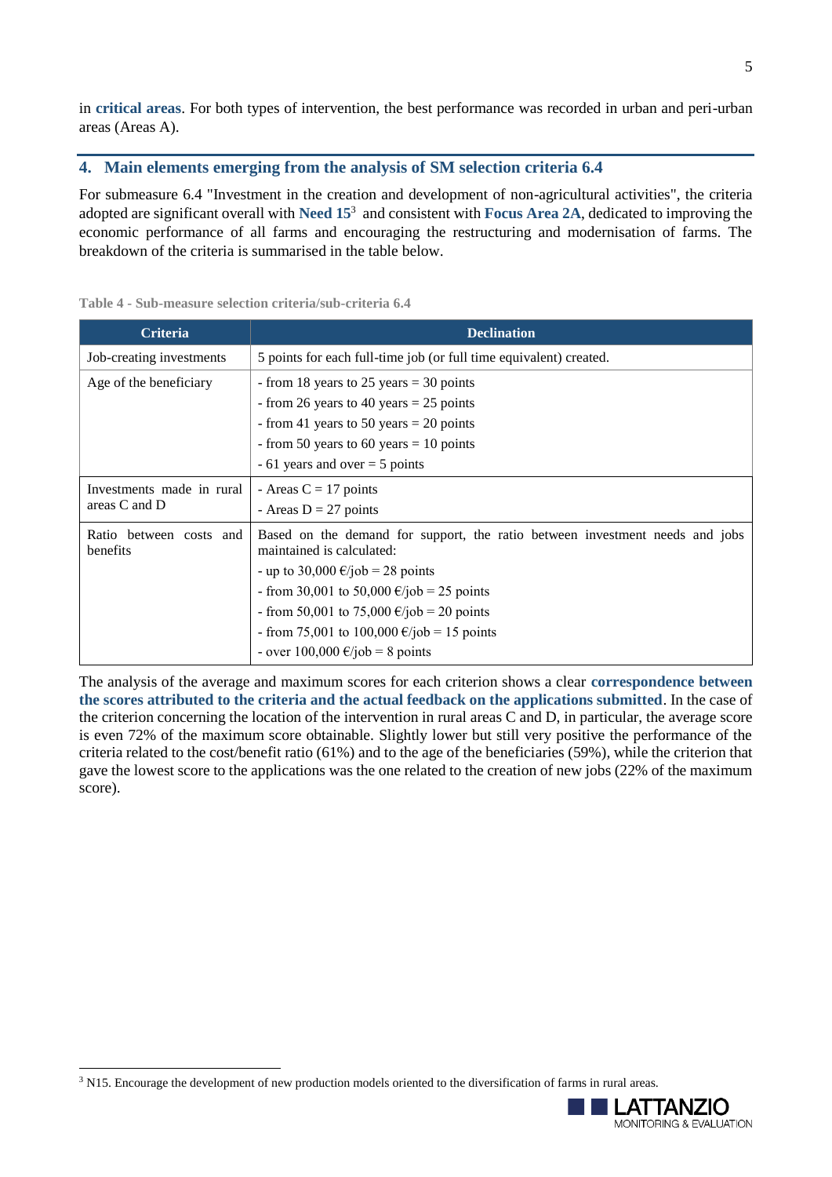in **critical areas**. For both types of intervention, the best performance was recorded in urban and peri-urban areas (Areas A).

## 4. Main elements emerging from the analysis of SM selection criteria 6.4

For submeasure 6.4 "Investment in the creation and development of non-agricultural activities", the criteria adopted are significant overall with **Need 15**[3] and consistent with **Focus Area 2A**, dedicated to improving the economic performance of all farms and encouraging the restructuring and modernisation of farms. The breakdown of the criteria is summarised in the table below.

**Table 4 - Sub-measure selection criteria/sub-criteria 6.4**

| Criteria | Declination |
|---|---|
| Job-creating investments | 5 points for each full-time job (or full time equivalent) created. |
| Age of the beneficiary | - from 18 years to 25 years = 30 points<br>- from 26 years to 40 years = 25 points<br>- from 41 years to 50 years = 20 points<br>- from 50 years to 60 years = 10 points<br>- 61 years and over = 5 points |
| Investments made in rural areas C and D | - Areas C = 17 points<br>- Areas D = 27 points |
| Ratio between costs and benefits | Based on the demand for support, the ratio between investment needs and jobs maintained is calculated:<br>- up to 30,000 €/job = 28 points<br>- from 30,001 to 50,000 €/job = 25 points<br>- from 50,001 to 75,000 €/job = 20 points<br>- from 75,001 to 100,000 €/job = 15 points<br>- over 100,000 €/job = 8 points |

The analysis of the average and maximum scores for each criterion shows a clear **correspondence between the scores attributed to the criteria and the actual feedback on the applications submitted**. In the case of the criterion concerning the location of the intervention in rural areas C and D, in particular, the average score is even 72% of the maximum score obtainable. Slightly lower but still very positive the performance of the criteria related to the cost/benefit ratio (61%) and to the age of the beneficiaries (59%), while the criterion that gave the lowest score to the applications was the one related to the creation of new jobs (22% of the maximum score).

[3] N15. Encourage the development of new production models oriented to the diversification of farms in rural areas.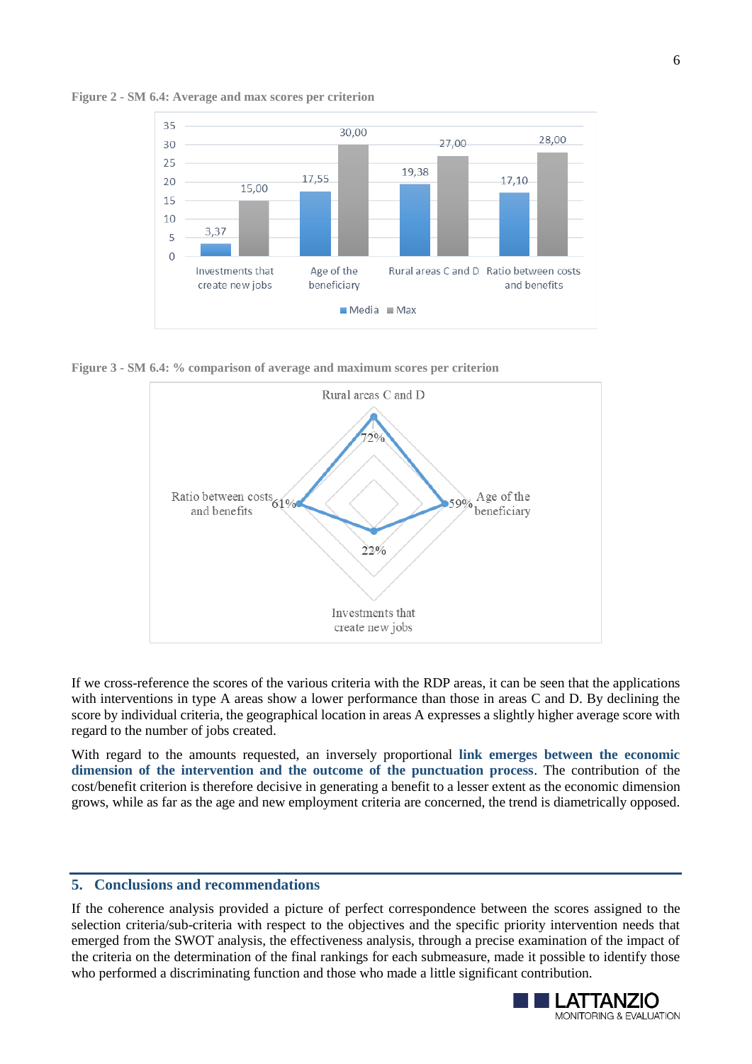**Figure 2 - SM 6.4: Average and max scores per criterion**

| Criterion | Media | Max |
|---|---|---|
| Investments that create new jobs | 3,37 | 15,00 |
| Age of the beneficiary | 17,55 | 30,00 |
| Rural areas C and D | 19,38 | 27,00 |
| Ratio between costs and benefits | 17,10 | 28,00 |

**Figure 3 - SM 6.4: % comparison of average and maximum scores per criterion**

| Criterion | % |
|---|---|
| Rural areas C and D | 72% |
| Age of the beneficiary | 59% |
| Investments that create new jobs | 22% |
| Ratio between costs and benefits | 61% |

If we cross-reference the scores of the various criteria with the RDP areas, it can be seen that the applications with interventions in type A areas show a lower performance than those in areas C and D. By declining the score by individual criteria, the geographical location in areas A expresses a slightly higher average score with regard to the number of jobs created.

With regard to the amounts requested, an inversely proportional **link emerges between the economic dimension of the intervention and the outcome of the punctuation process**. The contribution of the cost/benefit criterion is therefore decisive in generating a benefit to a lesser extent as the economic dimension grows, while as far as the age and new employment criteria are concerned, the trend is diametrically opposed.

## 5. Conclusions and recommendations

If the coherence analysis provided a picture of perfect correspondence between the scores assigned to the selection criteria/sub-criteria with respect to the objectives and the specific priority intervention needs that emerged from the SWOT analysis, the effectiveness analysis, through a precise examination of the impact of the criteria on the determination of the final rankings for each submeasure, made it possible to identify those who performed a discriminating function and those who made a little significant contribution.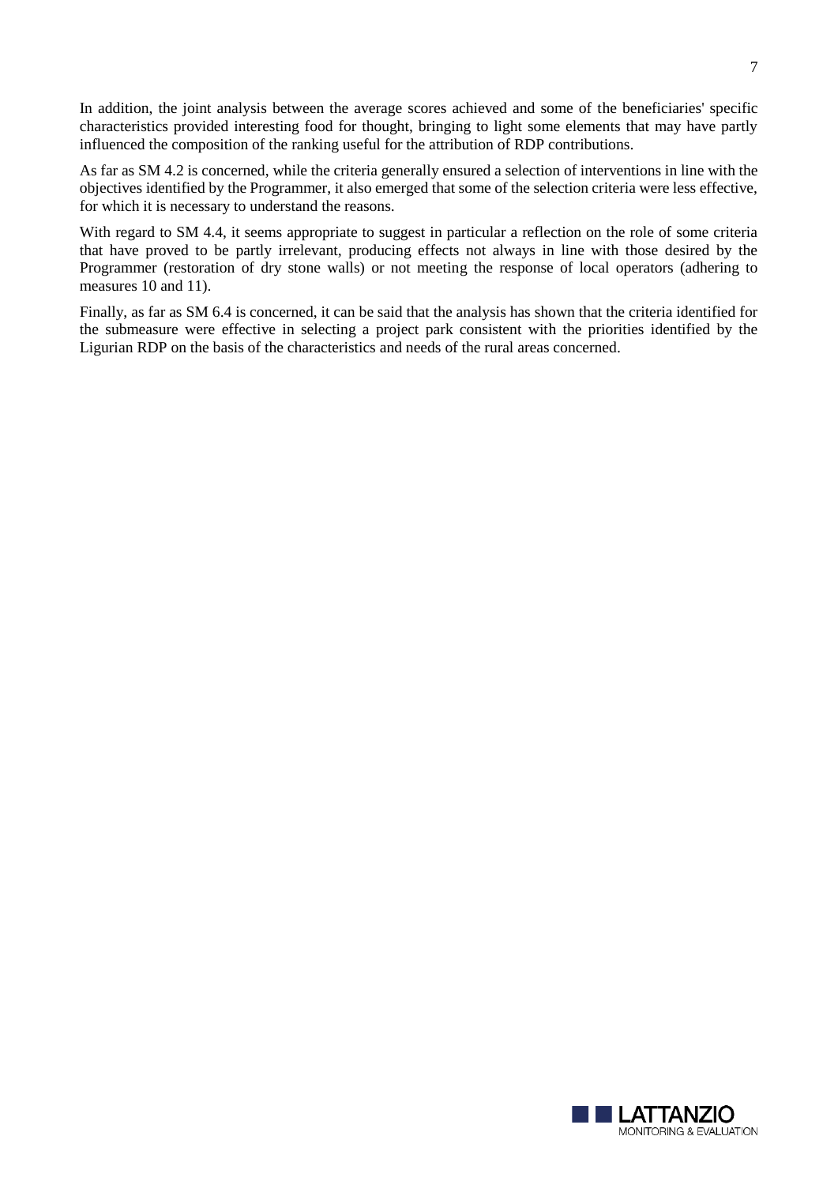In addition, the joint analysis between the average scores achieved and some of the beneficiaries' specific characteristics provided interesting food for thought, bringing to light some elements that may have partly influenced the composition of the ranking useful for the attribution of RDP contributions.

As far as SM 4.2 is concerned, while the criteria generally ensured a selection of interventions in line with the objectives identified by the Programmer, it also emerged that some of the selection criteria were less effective, for which it is necessary to understand the reasons.

With regard to SM 4.4, it seems appropriate to suggest in particular a reflection on the role of some criteria that have proved to be partly irrelevant, producing effects not always in line with those desired by the Programmer (restoration of dry stone walls) or not meeting the response of local operators (adhering to measures 10 and 11).

Finally, as far as SM 6.4 is concerned, it can be said that the analysis has shown that the criteria identified for the submeasure were effective in selecting a project park consistent with the priorities identified by the Ligurian RDP on the basis of the characteristics and needs of the rural areas concerned.